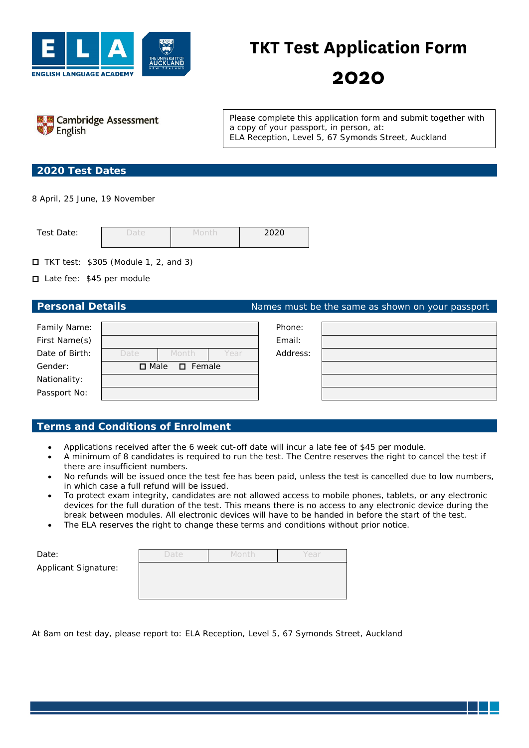ENGLISH LANGUAGE ACADEMY

THE UNIVERSITY OF AUCKLAND NEW ZEALAND

# TKT Test Application Form 2020

Cambridge Assessment English

Please complete this application form and submit together with a copy of your passport, in person, at:
ELA Reception, Level 5, 67 Symonds Street, Auckland

## 2020 Test Dates

8 April, 25 June, 19 November

| Test Date: | Date | Month | 2020 |
|---|---|---|---|

- ☐ TKT test: $305 (Module 1, 2, and 3)
- ☐ Late fee: $45 per module

## Personal Details

Names must be the same as shown on your passport

| | |
|---|---|
| Family Name: | |
| First Name(s) | |
| Date of Birth: | Date / Month / Year |
| Gender: | ☐ Male ☐ Female |
| Nationality: | |
| Passport No: | |

| | |
|---|---|
| Phone: | |
| Email: | |
| Address: | |

## Terms and Conditions of Enrolment

- Applications received after the 6 week cut-off date will incur a late fee of $45 per module.
- A minimum of 8 candidates is required to run the test. The Centre reserves the right to cancel the test if there are insufficient numbers.
- No refunds will be issued once the test fee has been paid, unless the test is cancelled due to low numbers, in which case a full refund will be issued.
- To protect exam integrity, candidates are not allowed access to mobile phones, tablets, or any electronic devices for the full duration of the test. This means there is no access to any electronic device during the break between modules. All electronic devices will have to be handed in before the start of the test.
- The ELA reserves the right to change these terms and conditions without prior notice.

| | | | |
|---|---|---|---|
| Date: | Date | Month | Year |
| Applicant Signature: | | | |

At 8am on test day, please report to: ELA Reception, Level 5, 67 Symonds Street, Auckland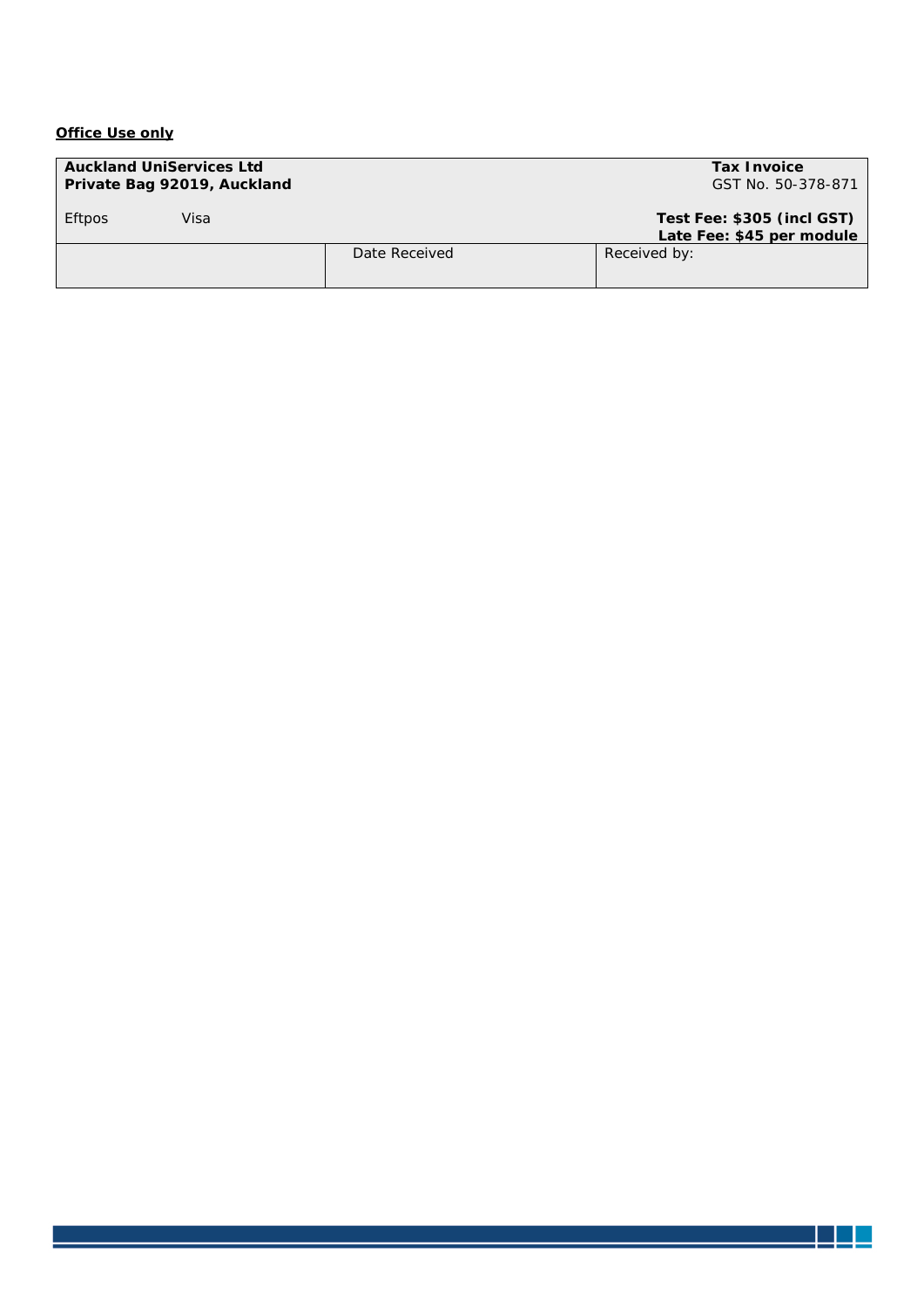**Office Use only**

| | | |
|---|---|---|
| **Auckland UniServices Ltd**<br>**Private Bag 92019, Auckland**<br><br>Eftpos Visa | | **Tax Invoice**<br>GST No. 50-378-871<br><br>**Test Fee: $305 (incl GST)**<br>**Late Fee: $45 per module** |
| | Date Received | Received by: |